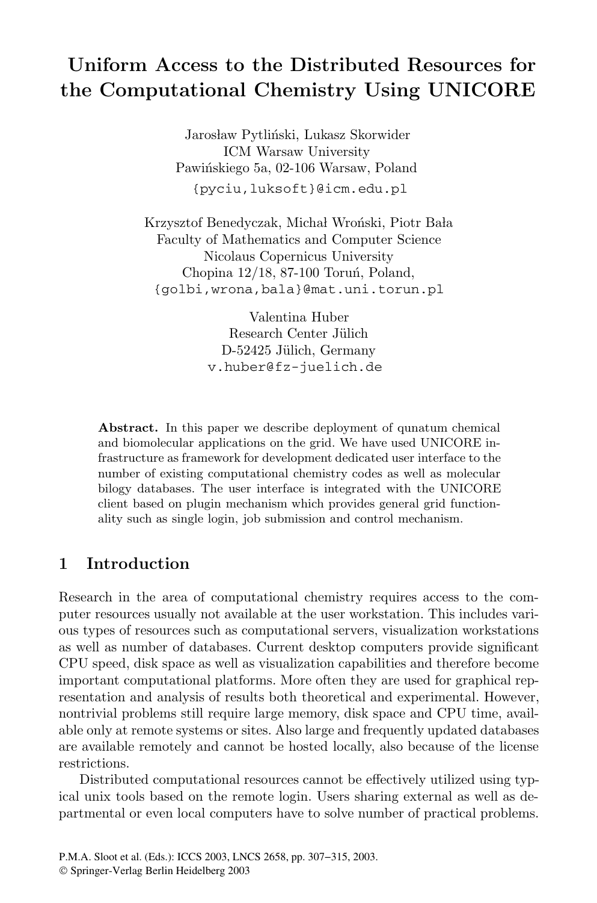# Uniform Access to the Distributed Resources for the Computational Chemistry Using UNICORE

Jarosław Pytliński, Lukasz Skorwider
ICM Warsaw University
Pawińskiego 5a, 02-106 Warsaw, Poland
{pyciu,luksoft}@icm.edu.pl

Krzysztof Benedyczak, Michał Wroński, Piotr Bała
Faculty of Mathematics and Computer Science
Nicolaus Copernicus University
Chopina 12/18, 87-100 Toruń, Poland,
{golbi,wrona,bala}@mat.uni.torun.pl

Valentina Huber
Research Center Jülich
D-52425 Jülich, Germany
v.huber@fz-juelich.de

**Abstract.** In this paper we describe deployment of qunatum chemical and biomolecular applications on the grid. We have used UNICORE infrastructure as framework for development dedicated user interface to the number of existing computational chemistry codes as well as molecular bilogy databases. The user interface is integrated with the UNICORE client based on plugin mechanism which provides general grid functionality such as single login, job submission and control mechanism.

## 1 Introduction

Research in the area of computational chemistry requires access to the computer resources usually not available at the user workstation. This includes various types of resources such as computational servers, visualization workstations as well as number of databases. Current desktop computers provide significant CPU speed, disk space as well as visualization capabilities and therefore become important computational platforms. More often they are used for graphical representation and analysis of results both theoretical and experimental. However, nontrivial problems still require large memory, disk space and CPU time, available only at remote systems or sites. Also large and frequently updated databases are available remotely and cannot be hosted locally, also because of the license restrictions.

Distributed computational resources cannot be effectively utilized using typical unix tools based on the remote login. Users sharing external as well as departmental or even local computers have to solve number of practical problems.

P.M.A. Sloot et al. (Eds.): ICCS 2003, LNCS 2658, pp. 307–315, 2003.
© Springer-Verlag Berlin Heidelberg 2003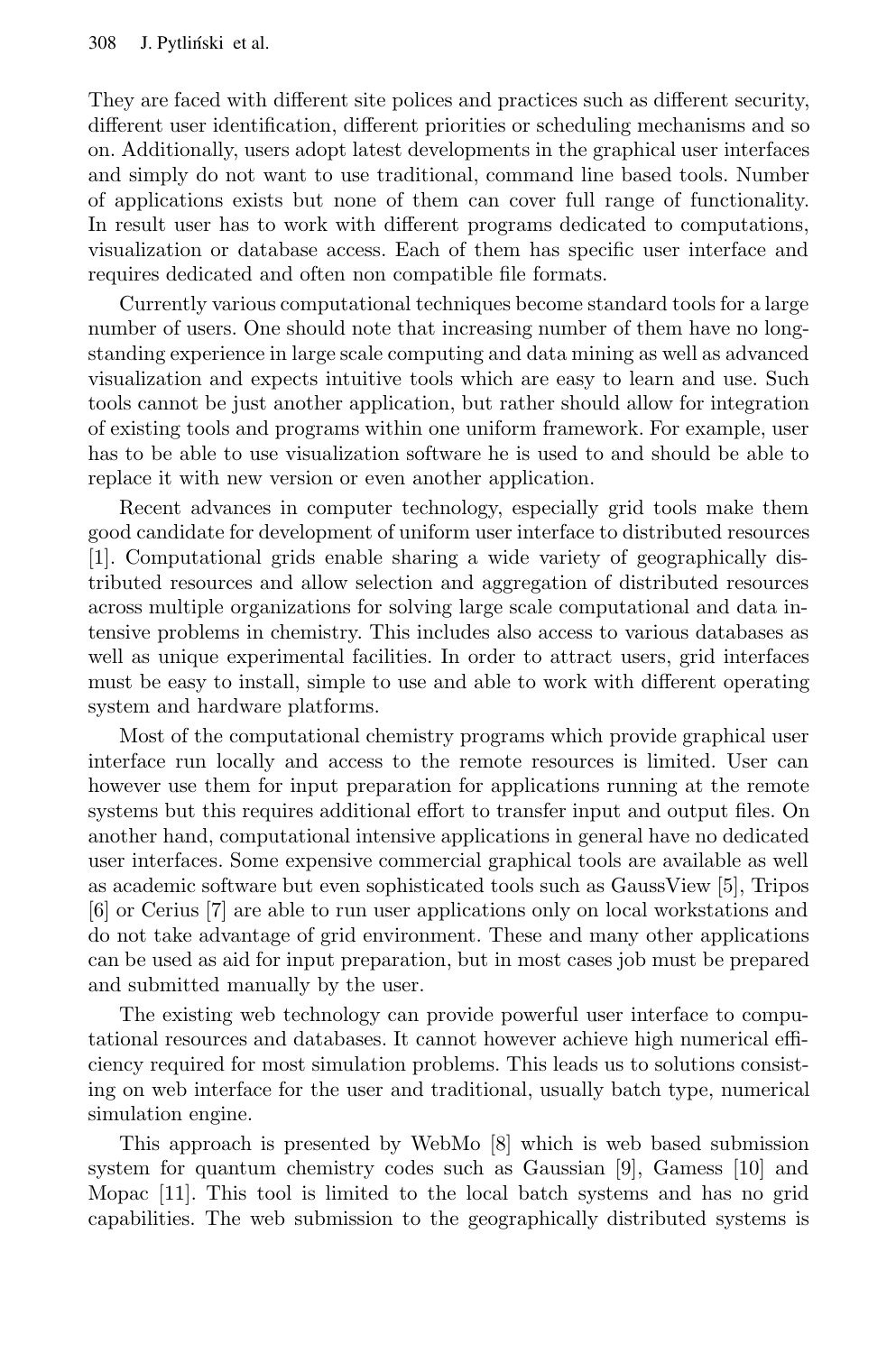They are faced with different site polices and practices such as different security, different user identification, different priorities or scheduling mechanisms and so on. Additionally, users adopt latest developments in the graphical user interfaces and simply do not want to use traditional, command line based tools. Number of applications exists but none of them can cover full range of functionality. In result user has to work with different programs dedicated to computations, visualization or database access. Each of them has specific user interface and requires dedicated and often non compatible file formats.

Currently various computational techniques become standard tools for a large number of users. One should note that increasing number of them have no long-standing experience in large scale computing and data mining as well as advanced visualization and expects intuitive tools which are easy to learn and use. Such tools cannot be just another application, but rather should allow for integration of existing tools and programs within one uniform framework. For example, user has to be able to use visualization software he is used to and should be able to replace it with new version or even another application.

Recent advances in computer technology, especially grid tools make them good candidate for development of uniform user interface to distributed resources [1]. Computational grids enable sharing a wide variety of geographically distributed resources and allow selection and aggregation of distributed resources across multiple organizations for solving large scale computational and data intensive problems in chemistry. This includes also access to various databases as well as unique experimental facilities. In order to attract users, grid interfaces must be easy to install, simple to use and able to work with different operating system and hardware platforms.

Most of the computational chemistry programs which provide graphical user interface run locally and access to the remote resources is limited. User can however use them for input preparation for applications running at the remote systems but this requires additional effort to transfer input and output files. On another hand, computational intensive applications in general have no dedicated user interfaces. Some expensive commercial graphical tools are available as well as academic software but even sophisticated tools such as GaussView [5], Tripos [6] or Cerius [7] are able to run user applications only on local workstations and do not take advantage of grid environment. These and many other applications can be used as aid for input preparation, but in most cases job must be prepared and submitted manually by the user.

The existing web technology can provide powerful user interface to computational resources and databases. It cannot however achieve high numerical efficiency required for most simulation problems. This leads us to solutions consisting on web interface for the user and traditional, usually batch type, numerical simulation engine.

This approach is presented by WebMo [8] which is web based submission system for quantum chemistry codes such as Gaussian [9], Gamess [10] and Mopac [11]. This tool is limited to the local batch systems and has no grid capabilities. The web submission to the geographically distributed systems is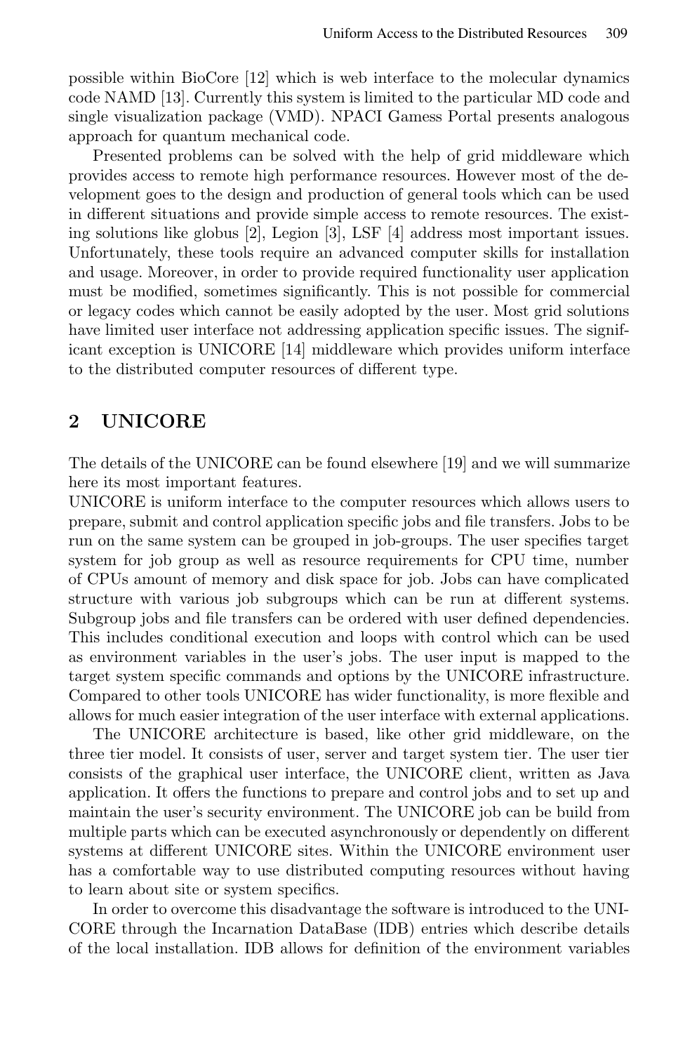possible within BioCore [12] which is web interface to the molecular dynamics code NAMD [13]. Currently this system is limited to the particular MD code and single visualization package (VMD). NPACI Gamess Portal presents analogous approach for quantum mechanical code.

Presented problems can be solved with the help of grid middleware which provides access to remote high performance resources. However most of the development goes to the design and production of general tools which can be used in different situations and provide simple access to remote resources. The existing solutions like globus [2], Legion [3], LSF [4] address most important issues. Unfortunately, these tools require an advanced computer skills for installation and usage. Moreover, in order to provide required functionality user application must be modified, sometimes significantly. This is not possible for commercial or legacy codes which cannot be easily adopted by the user. Most grid solutions have limited user interface not addressing application specific issues. The significant exception is UNICORE [14] middleware which provides uniform interface to the distributed computer resources of different type.

## 2 UNICORE

The details of the UNICORE can be found elsewhere [19] and we will summarize here its most important features.

UNICORE is uniform interface to the computer resources which allows users to prepare, submit and control application specific jobs and file transfers. Jobs to be run on the same system can be grouped in job-groups. The user specifies target system for job group as well as resource requirements for CPU time, number of CPUs amount of memory and disk space for job. Jobs can have complicated structure with various job subgroups which can be run at different systems. Subgroup jobs and file transfers can be ordered with user defined dependencies. This includes conditional execution and loops with control which can be used as environment variables in the user's jobs. The user input is mapped to the target system specific commands and options by the UNICORE infrastructure. Compared to other tools UNICORE has wider functionality, is more flexible and allows for much easier integration of the user interface with external applications.

The UNICORE architecture is based, like other grid middleware, on the three tier model. It consists of user, server and target system tier. The user tier consists of the graphical user interface, the UNICORE client, written as Java application. It offers the functions to prepare and control jobs and to set up and maintain the user's security environment. The UNICORE job can be build from multiple parts which can be executed asynchronously or dependently on different systems at different UNICORE sites. Within the UNICORE environment user has a comfortable way to use distributed computing resources without having to learn about site or system specifics.

In order to overcome this disadvantage the software is introduced to the UNICORE through the Incarnation DataBase (IDB) entries which describe details of the local installation. IDB allows for definition of the environment variables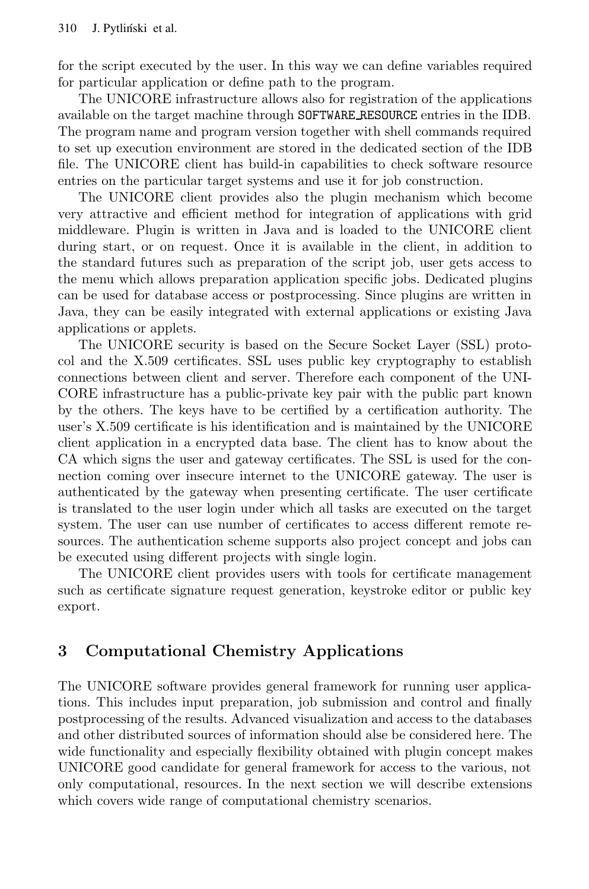for the script executed by the user. In this way we can define variables required for particular application or define path to the program.

The UNICORE infrastructure allows also for registration of the applications available on the target machine through `SOFTWARE_RESOURCE` entries in the IDB. The program name and program version together with shell commands required to set up execution environment are stored in the dedicated section of the IDB file. The UNICORE client has build-in capabilities to check software resource entries on the particular target systems and use it for job construction.

The UNICORE client provides also the plugin mechanism which become very attractive and efficient method for integration of applications with grid middleware. Plugin is written in Java and is loaded to the UNICORE client during start, or on request. Once it is available in the client, in addition to the standard futures such as preparation of the script job, user gets access to the menu which allows preparation application specific jobs. Dedicated plugins can be used for database access or postprocessing. Since plugins are written in Java, they can be easily integrated with external applications or existing Java applications or applets.

The UNICORE security is based on the Secure Socket Layer (SSL) protocol and the X.509 certificates. SSL uses public key cryptography to establish connections between client and server. Therefore each component of the UNICORE infrastructure has a public-private key pair with the public part known by the others. The keys have to be certified by a certification authority. The user's X.509 certificate is his identification and is maintained by the UNICORE client application in a encrypted data base. The client has to know about the CA which signs the user and gateway certificates. The SSL is used for the connection coming over insecure internet to the UNICORE gateway. The user is authenticated by the gateway when presenting certificate. The user certificate is translated to the user login under which all tasks are executed on the target system. The user can use number of certificates to access different remote resources. The authentication scheme supports also project concept and jobs can be executed using different projects with single login.

The UNICORE client provides users with tools for certificate management such as certificate signature request generation, keystroke editor or public key export.

## 3 Computational Chemistry Applications

The UNICORE software provides general framework for running user applications. This includes input preparation, job submission and control and finally postprocessing of the results. Advanced visualization and access to the databases and other distributed sources of information should alse be considered here. The wide functionality and especially flexibility obtained with plugin concept makes UNICORE good candidate for general framework for access to the various, not only computational, resources. In the next section we will describe extensions which covers wide range of computational chemistry scenarios.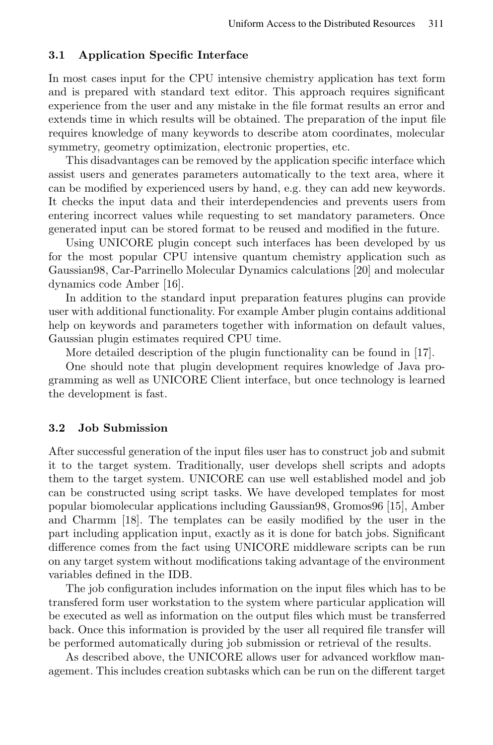### 3.1 Application Specific Interface

In most cases input for the CPU intensive chemistry application has text form and is prepared with standard text editor. This approach requires significant experience from the user and any mistake in the file format results an error and extends time in which results will be obtained. The preparation of the input file requires knowledge of many keywords to describe atom coordinates, molecular symmetry, geometry optimization, electronic properties, etc.

This disadvantages can be removed by the application specific interface which assist users and generates parameters automatically to the text area, where it can be modified by experienced users by hand, e.g. they can add new keywords. It checks the input data and their interdependencies and prevents users from entering incorrect values while requesting to set mandatory parameters. Once generated input can be stored format to be reused and modified in the future.

Using UNICORE plugin concept such interfaces has been developed by us for the most popular CPU intensive quantum chemistry application such as Gaussian98, Car-Parrinello Molecular Dynamics calculations [20] and molecular dynamics code Amber [16].

In addition to the standard input preparation features plugins can provide user with additional functionality. For example Amber plugin contains additional help on keywords and parameters together with information on default values, Gaussian plugin estimates required CPU time.

More detailed description of the plugin functionality can be found in [17].

One should note that plugin development requires knowledge of Java programming as well as UNICORE Client interface, but once technology is learned the development is fast.

### 3.2 Job Submission

After successful generation of the input files user has to construct job and submit it to the target system. Traditionally, user develops shell scripts and adopts them to the target system. UNICORE can use well established model and job can be constructed using script tasks. We have developed templates for most popular biomolecular applications including Gaussian98, Gromos96 [15], Amber and Charmm [18]. The templates can be easily modified by the user in the part including application input, exactly as it is done for batch jobs. Significant difference comes from the fact using UNICORE middleware scripts can be run on any target system without modifications taking advantage of the environment variables defined in the IDB.

The job configuration includes information on the input files which has to be transfered form user workstation to the system where particular application will be executed as well as information on the output files which must be transferred back. Once this information is provided by the user all required file transfer will be performed automatically during job submission or retrieval of the results.

As described above, the UNICORE allows user for advanced workflow management. This includes creation subtasks which can be run on the different target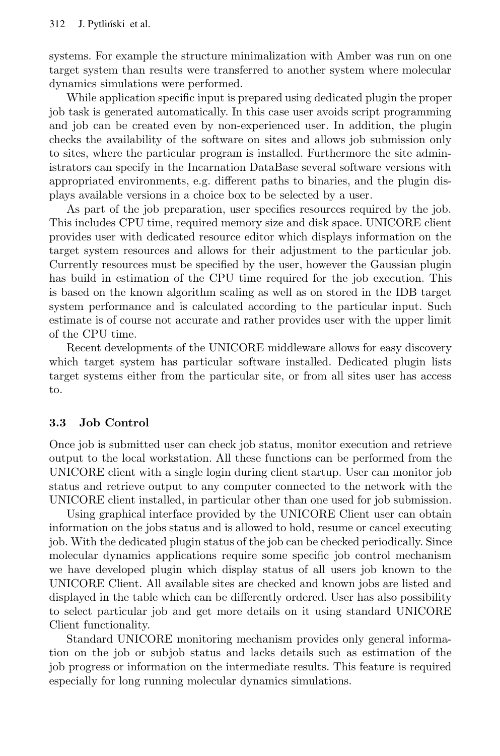systems. For example the structure minimalization with Amber was run on one target system than results were transferred to another system where molecular dynamics simulations were performed.

While application specific input is prepared using dedicated plugin the proper job task is generated automatically. In this case user avoids script programming and job can be created even by non-experienced user. In addition, the plugin checks the availability of the software on sites and allows job submission only to sites, where the particular program is installed. Furthermore the site administrators can specify in the Incarnation DataBase several software versions with appropriated environments, e.g. different paths to binaries, and the plugin displays available versions in a choice box to be selected by a user.

As part of the job preparation, user specifies resources required by the job. This includes CPU time, required memory size and disk space. UNICORE client provides user with dedicated resource editor which displays information on the target system resources and allows for their adjustment to the particular job. Currently resources must be specified by the user, however the Gaussian plugin has build in estimation of the CPU time required for the job execution. This is based on the known algorithm scaling as well as on stored in the IDB target system performance and is calculated according to the particular input. Such estimate is of course not accurate and rather provides user with the upper limit of the CPU time.

Recent developments of the UNICORE middleware allows for easy discovery which target system has particular software installed. Dedicated plugin lists target systems either from the particular site, or from all sites user has access to.

### 3.3 Job Control

Once job is submitted user can check job status, monitor execution and retrieve output to the local workstation. All these functions can be performed from the UNICORE client with a single login during client startup. User can monitor job status and retrieve output to any computer connected to the network with the UNICORE client installed, in particular other than one used for job submission.

Using graphical interface provided by the UNICORE Client user can obtain information on the jobs status and is allowed to hold, resume or cancel executing job. With the dedicated plugin status of the job can be checked periodically. Since molecular dynamics applications require some specific job control mechanism we have developed plugin which display status of all users job known to the UNICORE Client. All available sites are checked and known jobs are listed and displayed in the table which can be differently ordered. User has also possibility to select particular job and get more details on it using standard UNICORE Client functionality.

Standard UNICORE monitoring mechanism provides only general information on the job or subjob status and lacks details such as estimation of the job progress or information on the intermediate results. This feature is required especially for long running molecular dynamics simulations.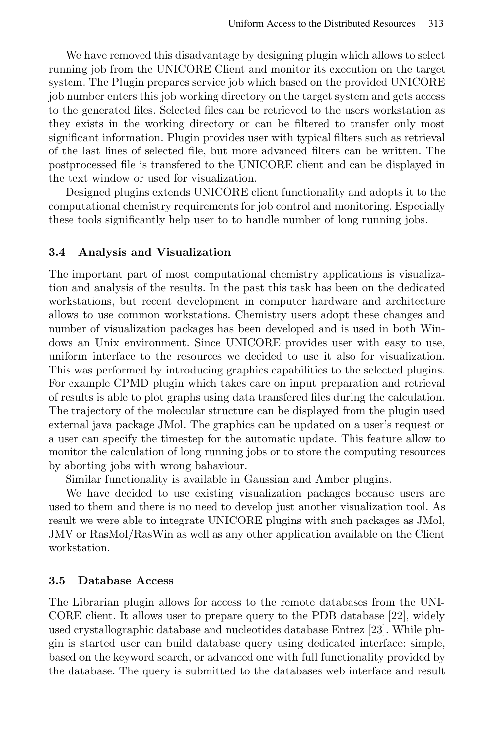We have removed this disadvantage by designing plugin which allows to select running job from the UNICORE Client and monitor its execution on the target system. The Plugin prepares service job which based on the provided UNICORE job number enters this job working directory on the target system and gets access to the generated files. Selected files can be retrieved to the users workstation as they exists in the working directory or can be filtered to transfer only most significant information. Plugin provides user with typical filters such as retrieval of the last lines of selected file, but more advanced filters can be written. The postprocessed file is transfered to the UNICORE client and can be displayed in the text window or used for visualization.

Designed plugins extends UNICORE client functionality and adopts it to the computational chemistry requirements for job control and monitoring. Especially these tools significantly help user to to handle number of long running jobs.

### 3.4 Analysis and Visualization

The important part of most computational chemistry applications is visualization and analysis of the results. In the past this task has been on the dedicated workstations, but recent development in computer hardware and architecture allows to use common workstations. Chemistry users adopt these changes and number of visualization packages has been developed and is used in both Windows an Unix environment. Since UNICORE provides user with easy to use, uniform interface to the resources we decided to use it also for visualization. This was performed by introducing graphics capabilities to the selected plugins. For example CPMD plugin which takes care on input preparation and retrieval of results is able to plot graphs using data transfered files during the calculation. The trajectory of the molecular structure can be displayed from the plugin used external java package JMol. The graphics can be updated on a user's request or a user can specify the timestep for the automatic update. This feature allow to monitor the calculation of long running jobs or to store the computing resources by aborting jobs with wrong bahaviour.

Similar functionality is available in Gaussian and Amber plugins.

We have decided to use existing visualization packages because users are used to them and there is no need to develop just another visualization tool. As result we were able to integrate UNICORE plugins with such packages as JMol, JMV or RasMol/RasWin as well as any other application available on the Client workstation.

### 3.5 Database Access

The Librarian plugin allows for access to the remote databases from the UNICORE client. It allows user to prepare query to the PDB database [22], widely used crystallographic database and nucleotides database Entrez [23]. While plugin is started user can build database query using dedicated interface: simple, based on the keyword search, or advanced one with full functionality provided by the database. The query is submitted to the databases web interface and result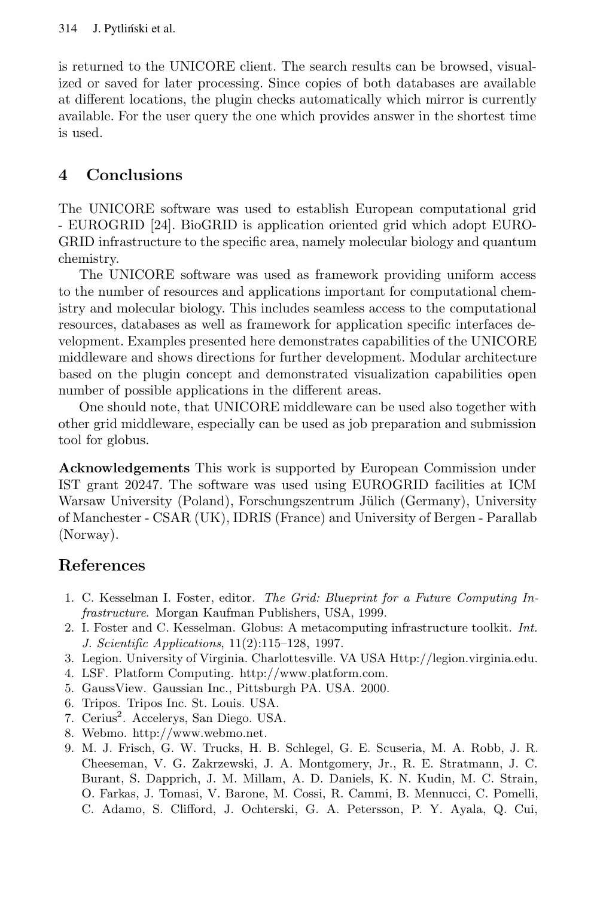is returned to the UNICORE client. The search results can be browsed, visualized or saved for later processing. Since copies of both databases are available at different locations, the plugin checks automatically which mirror is currently available. For the user query the one which provides answer in the shortest time is used.

## 4 Conclusions

The UNICORE software was used to establish European computational grid - EUROGRID [24]. BioGRID is application oriented grid which adopt EUROGRID infrastructure to the specific area, namely molecular biology and quantum chemistry.

The UNICORE software was used as framework providing uniform access to the number of resources and applications important for computational chemistry and molecular biology. This includes seamless access to the computational resources, databases as well as framework for application specific interfaces development. Examples presented here demonstrates capabilities of the UNICORE middleware and shows directions for further development. Modular architecture based on the plugin concept and demonstrated visualization capabilities open number of possible applications in the different areas.

One should note, that UNICORE middleware can be used also together with other grid middleware, especially can be used as job preparation and submission tool for globus.

**Acknowledgements** This work is supported by European Commission under IST grant 20247. The software was used using EUROGRID facilities at ICM Warsaw University (Poland), Forschungszentrum Jülich (Germany), University of Manchester - CSAR (UK), IDRIS (France) and University of Bergen - Parallab (Norway).

## References

1. C. Kesselman I. Foster, editor. *The Grid: Blueprint for a Future Computing Infrastructure*. Morgan Kaufman Publishers, USA, 1999.
2. I. Foster and C. Kesselman. Globus: A metacomputing infrastructure toolkit. *Int. J. Scientific Applications*, 11(2):115–128, 1997.
3. Legion. University of Virginia. Charlottesville. VA USA Http://legion.virginia.edu.
4. LSF. Platform Computing. http://www.platform.com.
5. GaussView. Gaussian Inc., Pittsburgh PA. USA. 2000.
6. Tripos. Tripos Inc. St. Louis. USA.
7. Cerius$^2$. Accelerys, San Diego. USA.
8. Webmo. http://www.webmo.net.
9. M. J. Frisch, G. W. Trucks, H. B. Schlegel, G. E. Scuseria, M. A. Robb, J. R. Cheeseman, V. G. Zakrzewski, J. A. Montgomery, Jr., R. E. Stratmann, J. C. Burant, S. Dapprich, J. M. Millam, A. D. Daniels, K. N. Kudin, M. C. Strain, O. Farkas, J. Tomasi, V. Barone, M. Cossi, R. Cammi, B. Mennucci, C. Pomelli, C. Adamo, S. Clifford, J. Ochterski, G. A. Petersson, P. Y. Ayala, Q. Cui,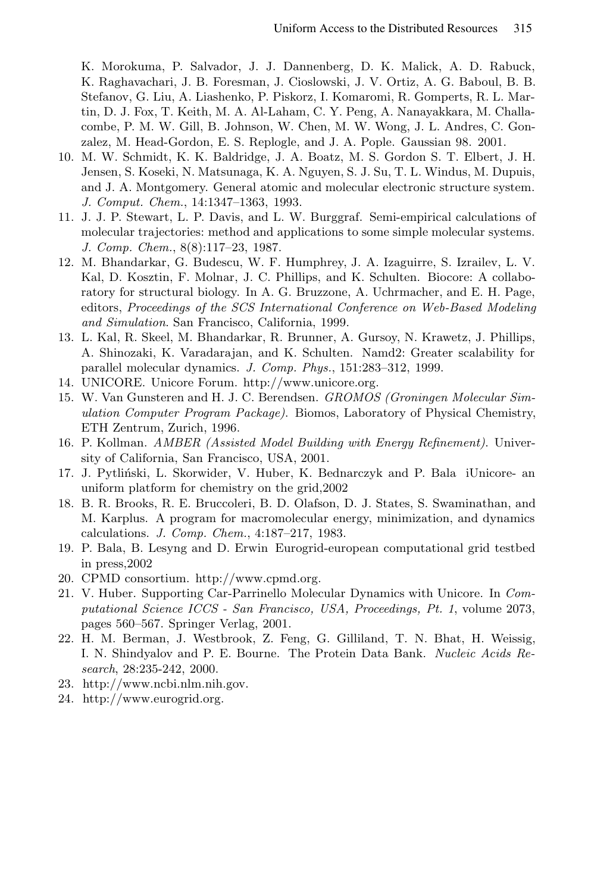K. Morokuma, P. Salvador, J. J. Dannenberg, D. K. Malick, A. D. Rabuck, K. Raghavachari, J. B. Foresman, J. Cioslowski, J. V. Ortiz, A. G. Baboul, B. B. Stefanov, G. Liu, A. Liashenko, P. Piskorz, I. Komaromi, R. Gomperts, R. L. Martin, D. J. Fox, T. Keith, M. A. Al-Laham, C. Y. Peng, A. Nanayakkara, M. Challacombe, P. M. W. Gill, B. Johnson, W. Chen, M. W. Wong, J. L. Andres, C. Gonzalez, M. Head-Gordon, E. S. Replogle, and J. A. Pople. Gaussian 98. 2001.

10. M. W. Schmidt, K. K. Baldridge, J. A. Boatz, M. S. Gordon S. T. Elbert, J. H. Jensen, S. Koseki, N. Matsunaga, K. A. Nguyen, S. J. Su, T. L. Windus, M. Dupuis, and J. A. Montgomery. General atomic and molecular electronic structure system. *J. Comput. Chem.*, 14:1347–1363, 1993.
11. J. J. P. Stewart, L. P. Davis, and L. W. Burggraf. Semi-empirical calculations of molecular trajectories: method and applications to some simple molecular systems. *J. Comp. Chem.*, 8(8):117–23, 1987.
12. M. Bhandarkar, G. Budescu, W. F. Humphrey, J. A. Izaguirre, S. Izrailev, L. V. Kal, D. Kosztin, F. Molnar, J. C. Phillips, and K. Schulten. Biocore: A collaboratory for structural biology. In A. G. Bruzzone, A. Uchrmacher, and E. H. Page, editors, *Proceedings of the SCS International Conference on Web-Based Modeling and Simulation*. San Francisco, California, 1999.
13. L. Kal, R. Skeel, M. Bhandarkar, R. Brunner, A. Gursoy, N. Krawetz, J. Phillips, A. Shinozaki, K. Varadarajan, and K. Schulten. Namd2: Greater scalability for parallel molecular dynamics. *J. Comp. Phys.*, 151:283–312, 1999.
14. UNICORE. Unicore Forum. http://www.unicore.org.
15. W. Van Gunsteren and H. J. C. Berendsen. *GROMOS (Groningen Molecular Simulation Computer Program Package)*. Biomos, Laboratory of Physical Chemistry, ETH Zentrum, Zurich, 1996.
16. P. Kollman. *AMBER (Assisted Model Building with Energy Refinement)*. University of California, San Francisco, USA, 2001.
17. J. Pytliński, L. Skorwider, V. Huber, K. Bednarczyk and P. Bala iUnicore- an uniform platform for chemistry on the grid,2002
18. B. R. Brooks, R. E. Bruccoleri, B. D. Olafson, D. J. States, S. Swaminathan, and M. Karplus. A program for macromolecular energy, minimization, and dynamics calculations. *J. Comp. Chem.*, 4:187–217, 1983.
19. P. Bala, B. Lesyng and D. Erwin Eurogrid-european computational grid testbed in press,2002
20. CPMD consortium. http://www.cpmd.org.
21. V. Huber. Supporting Car-Parrinello Molecular Dynamics with Unicore. In *Computational Science ICCS - San Francisco, USA, Proceedings, Pt. 1*, volume 2073, pages 560–567. Springer Verlag, 2001.
22. H. M. Berman, J. Westbrook, Z. Feng, G. Gilliland, T. N. Bhat, H. Weissig, I. N. Shindyalov and P. E. Bourne. The Protein Data Bank. *Nucleic Acids Research*, 28:235-242, 2000.
23. http://www.ncbi.nlm.nih.gov.
24. http://www.eurogrid.org.